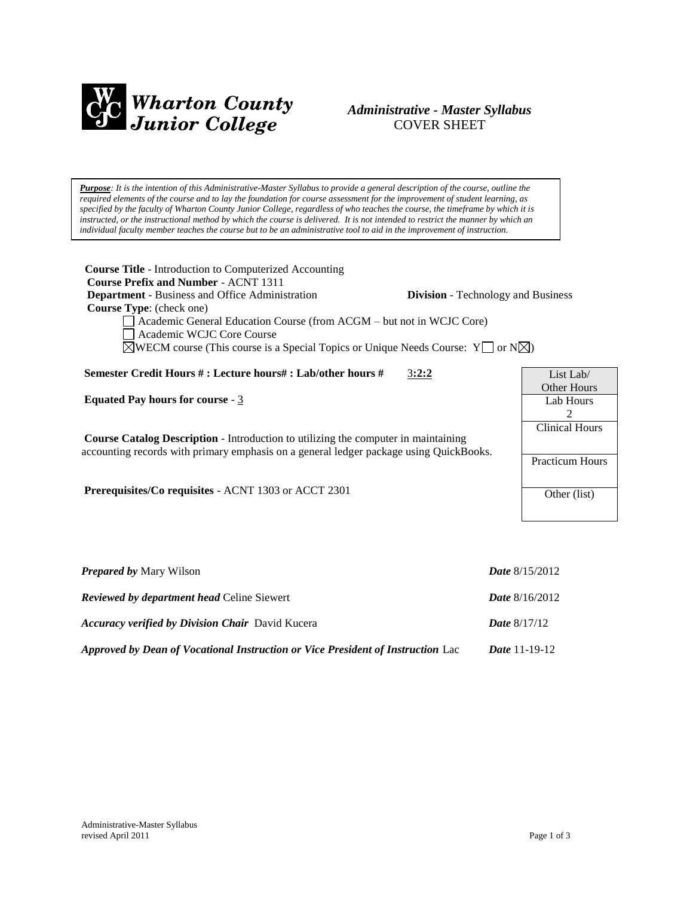Wharton County Junior College

*Administrative - Master Syllabus*
COVER SHEET

***Purpose****: It is the intention of this Administrative-Master Syllabus to provide a general description of the course, outline the required elements of the course and to lay the foundation for course assessment for the improvement of student learning, as specified by the faculty of Wharton County Junior College, regardless of who teaches the course, the timeframe by which it is instructed, or the instructional method by which the course is delivered. It is not intended to restrict the manner by which an individual faculty member teaches the course but to be an administrative tool to aid in the improvement of instruction.*

**Course Title** - Introduction to Computerized Accounting
**Course Prefix and Number** - ACNT 1311
**Department** - Business and Office Administration **Division** - Technology and Business
**Course Type**: (check one)

- ☐ Academic General Education Course (from ACGM – but not in WCJC Core)
- ☐ Academic WCJC Core Course
- ☒ WECM course (This course is a Special Topics or Unique Needs Course: Y☐ or N☒)

**Semester Credit Hours # : Lecture hours# : Lab/other hours #** 3**:2:2**

**Equated Pay hours for course** - 3

**Course Catalog Description** - Introduction to utilizing the computer in maintaining accounting records with primary emphasis on a general ledger package using QuickBooks.

**Prerequisites/Co requisites** - ACNT 1303 or ACCT 2301

| List Lab/ Other Hours |
|---|
| Lab Hours 2 |
| Clinical Hours |
| Practicum Hours |
| Other (list) |

***Prepared by*** Mary Wilson ***Date*** 8/15/2012

***Reviewed by department head*** Celine Siewert ***Date*** 8/16/2012

***Accuracy verified by Division Chair*** David Kucera ***Date*** 8/17/12

***Approved by Dean of Vocational Instruction or Vice President of Instruction*** Lac ***Date*** 11-19-12

Administrative-Master Syllabus
revised April 2011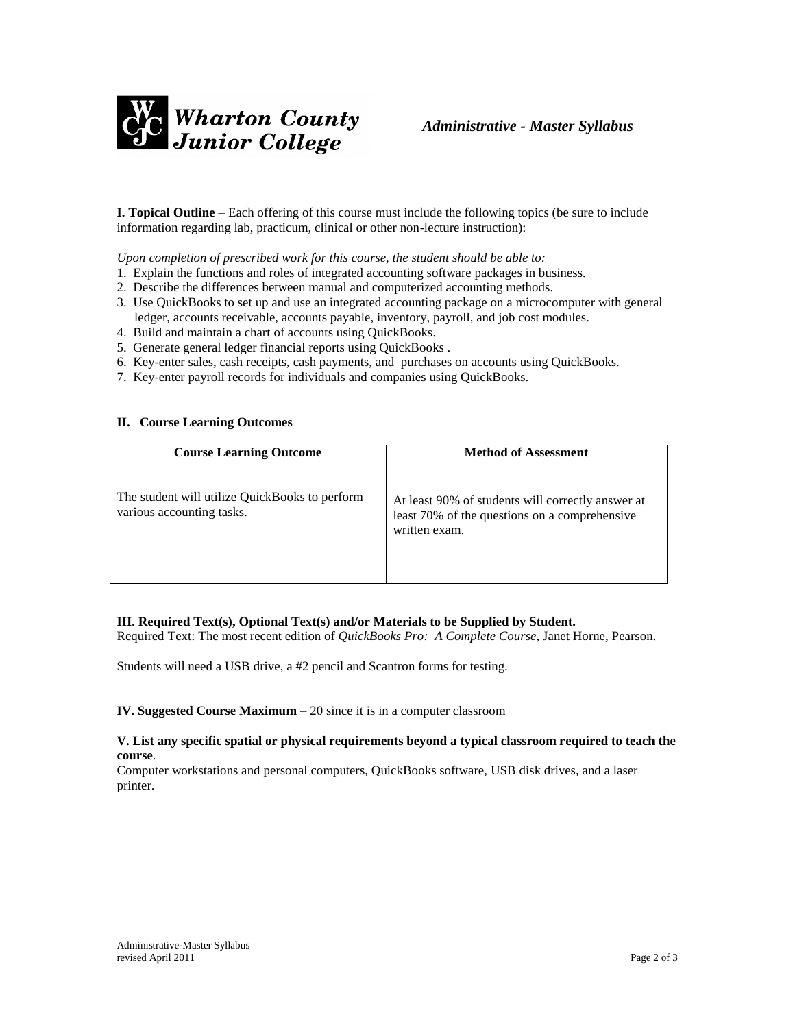**Wharton County Junior College** *Administrative - Master Syllabus*

**I. Topical Outline** – Each offering of this course must include the following topics (be sure to include information regarding lab, practicum, clinical or other non-lecture instruction):

*Upon completion of prescribed work for this course, the student should be able to:*

1. Explain the functions and roles of integrated accounting software packages in business.
2. Describe the differences between manual and computerized accounting methods.
3. Use QuickBooks to set up and use an integrated accounting package on a microcomputer with general ledger, accounts receivable, accounts payable, inventory, payroll, and job cost modules.
4. Build and maintain a chart of accounts using QuickBooks.
5. Generate general ledger financial reports using QuickBooks .
6. Key-enter sales, cash receipts, cash payments, and purchases on accounts using QuickBooks.
7. Key-enter payroll records for individuals and companies using QuickBooks.

**II. Course Learning Outcomes**

| Course Learning Outcome | Method of Assessment |
| --- | --- |
| The student will utilize QuickBooks to perform various accounting tasks. | At least 90% of students will correctly answer at least 70% of the questions on a comprehensive written exam. |

**III. Required Text(s), Optional Text(s) and/or Materials to be Supplied by Student.**

Required Text: The most recent edition of *QuickBooks Pro: A Complete Course*, Janet Horne, Pearson.

Students will need a USB drive, a #2 pencil and Scantron forms for testing.

**IV. Suggested Course Maximum** – 20 since it is in a computer classroom

**V. List any specific spatial or physical requirements beyond a typical classroom required to teach the course**.

Computer workstations and personal computers, QuickBooks software, USB disk drives, and a laser printer.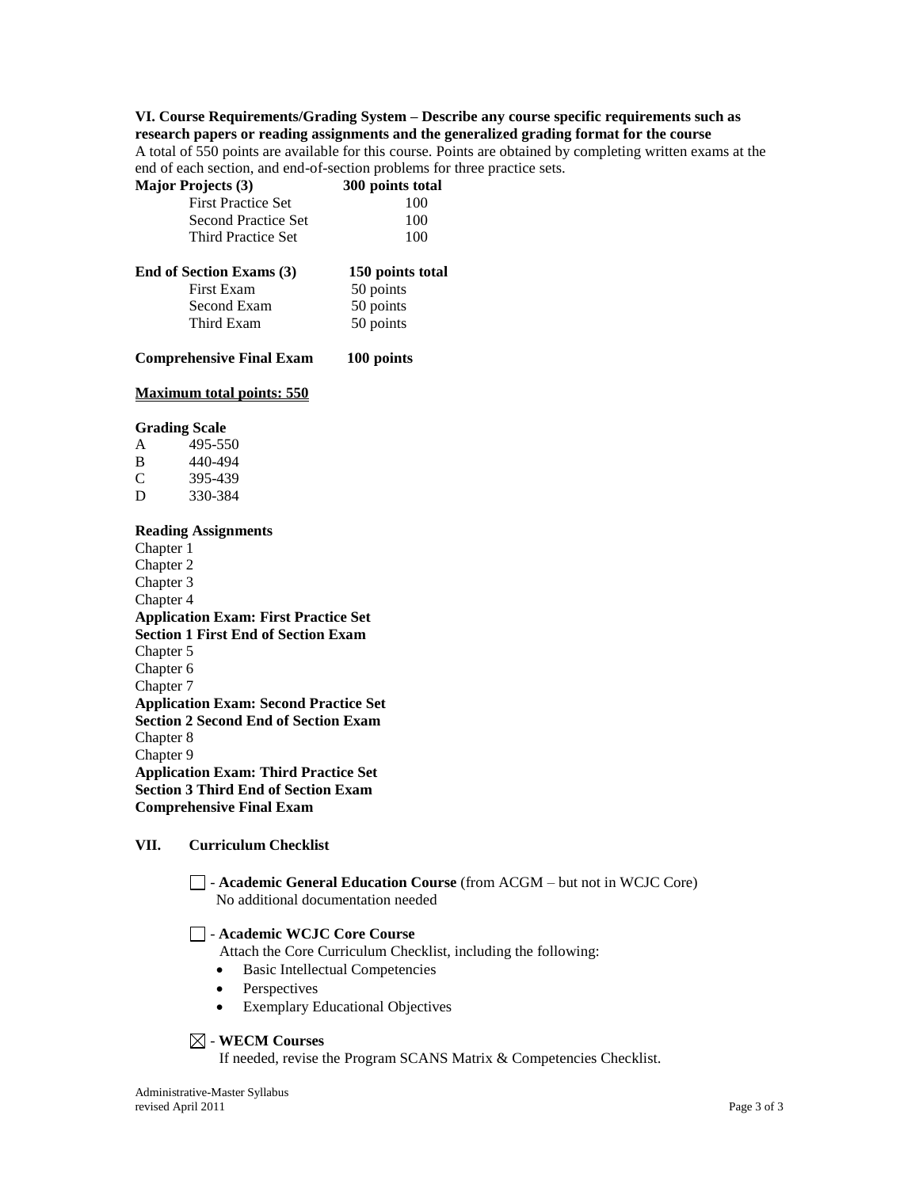### VI. Course Requirements/Grading System – Describe any course specific requirements such as research papers or reading assignments and the generalized grading format for the course

A total of 550 points are available for this course. Points are obtained by completing written exams at the end of each section, and end-of-section problems for three practice sets.

| | |
|---|---|
| **Major Projects (3)** | **300 points total** |
| First Practice Set | 100 |
| Second Practice Set | 100 |
| Third Practice Set | 100 |
| | |
| **End of Section Exams (3)** | **150 points total** |
| First Exam | 50 points |
| Second Exam | 50 points |
| Third Exam | 50 points |
| | |
| **Comprehensive Final Exam** | **100 points** |

**Maximum total points: 550**

**Grading Scale**

| | |
|---|---|
| A | 495-550 |
| B | 440-494 |
| C | 395-439 |
| D | 330-384 |

**Reading Assignments**

Chapter 1
Chapter 2
Chapter 3
Chapter 4
**Application Exam: First Practice Set**
**Section 1 First End of Section Exam**
Chapter 5
Chapter 6
Chapter 7
**Application Exam: Second Practice Set**
**Section 2 Second End of Section Exam**
Chapter 8
Chapter 9
**Application Exam: Third Practice Set**
**Section 3 Third End of Section Exam**
**Comprehensive Final Exam**

### VII. Curriculum Checklist

☐ - **Academic General Education Course** (from ACGM – but not in WCJC Core)
No additional documentation needed

☐ - **Academic WCJC Core Course**
Attach the Core Curriculum Checklist, including the following:

- Basic Intellectual Competencies
- Perspectives
- Exemplary Educational Objectives

☒ - **WECM Courses**
If needed, revise the Program SCANS Matrix & Competencies Checklist.